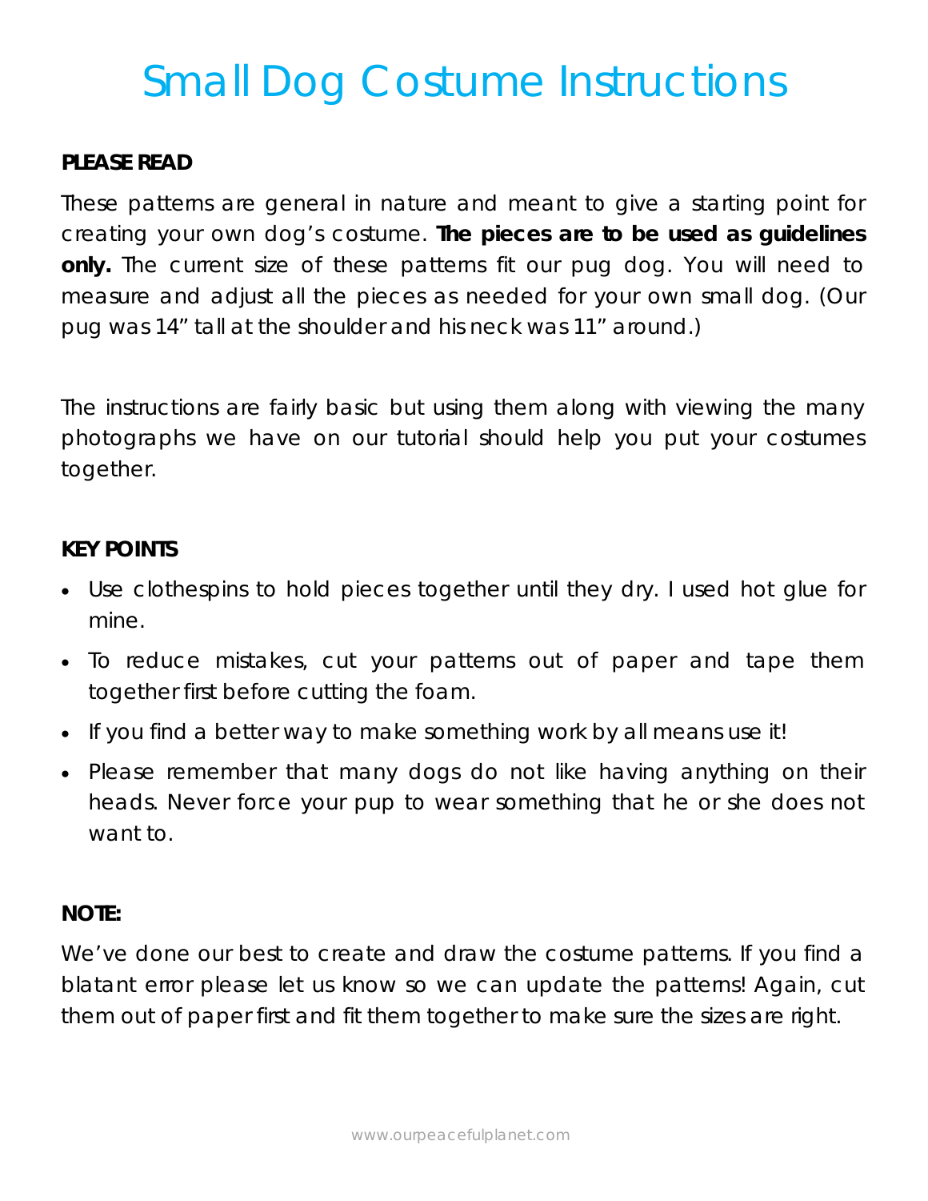# Small Dog Costume Instructions

**PLEASE READ**

These patterns are general in nature and meant to give a starting point for creating your own dog's costume. **The pieces are to be used as guidelines only.** The current size of these patterns fit our pug dog. You will need to measure and adjust all the pieces as needed for your own small dog. (Our pug was 14" tall at the shoulder and his neck was 11" around.)

The instructions are fairly basic but using them along with viewing the many photographs we have on our tutorial should help you put your costumes together.

**KEY POINTS**

- Use clothespins to hold pieces together until they dry. I used hot glue for mine.
- To reduce mistakes, cut your patterns out of paper and tape them together first before cutting the foam.
- If you find a better way to make something work by all means use it!
- Please remember that many dogs do not like having anything on their heads. Never force your pup to wear something that he or she does not want to.

**NOTE:**

We've done our best to create and draw the costume patterns. If you find a blatant error please let us know so we can update the patterns! Again, cut them out of paper first and fit them together to make sure the sizes are right.

www.ourpeacefulplanet.com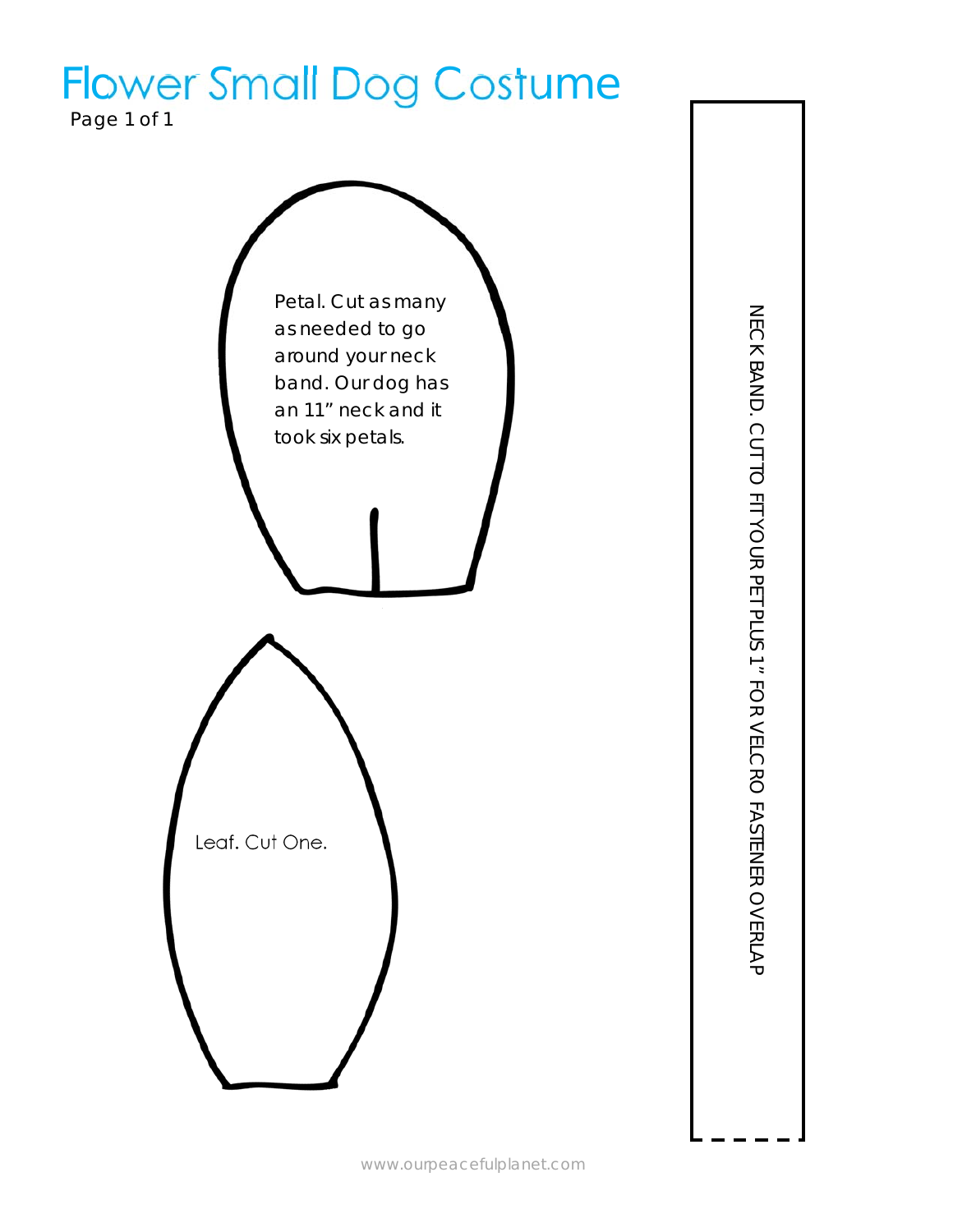# Flower Small Dog Costume

Petal. Cut as many as needed to go around your neck band. Our dog has an 11" neck and it took six petals.

Leaf. Cut One.

NECK BAND. CUT TO FIT YOUR PET PLUS 1" FOR VELCRO FASTENER OVERLAP

www.ourpeacefulplanet.com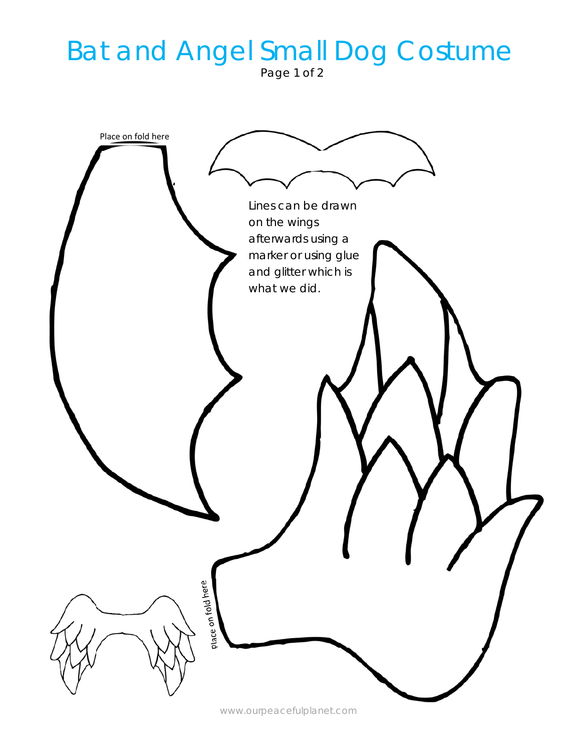# Bat and Angel Small Dog Costume

Page 1 of 2

Place on fold here

Lines can be drawn on the wings afterwards using a marker or using glue and glitter which is what we did.

Place on fold here

www.ourpeacefulplanet.com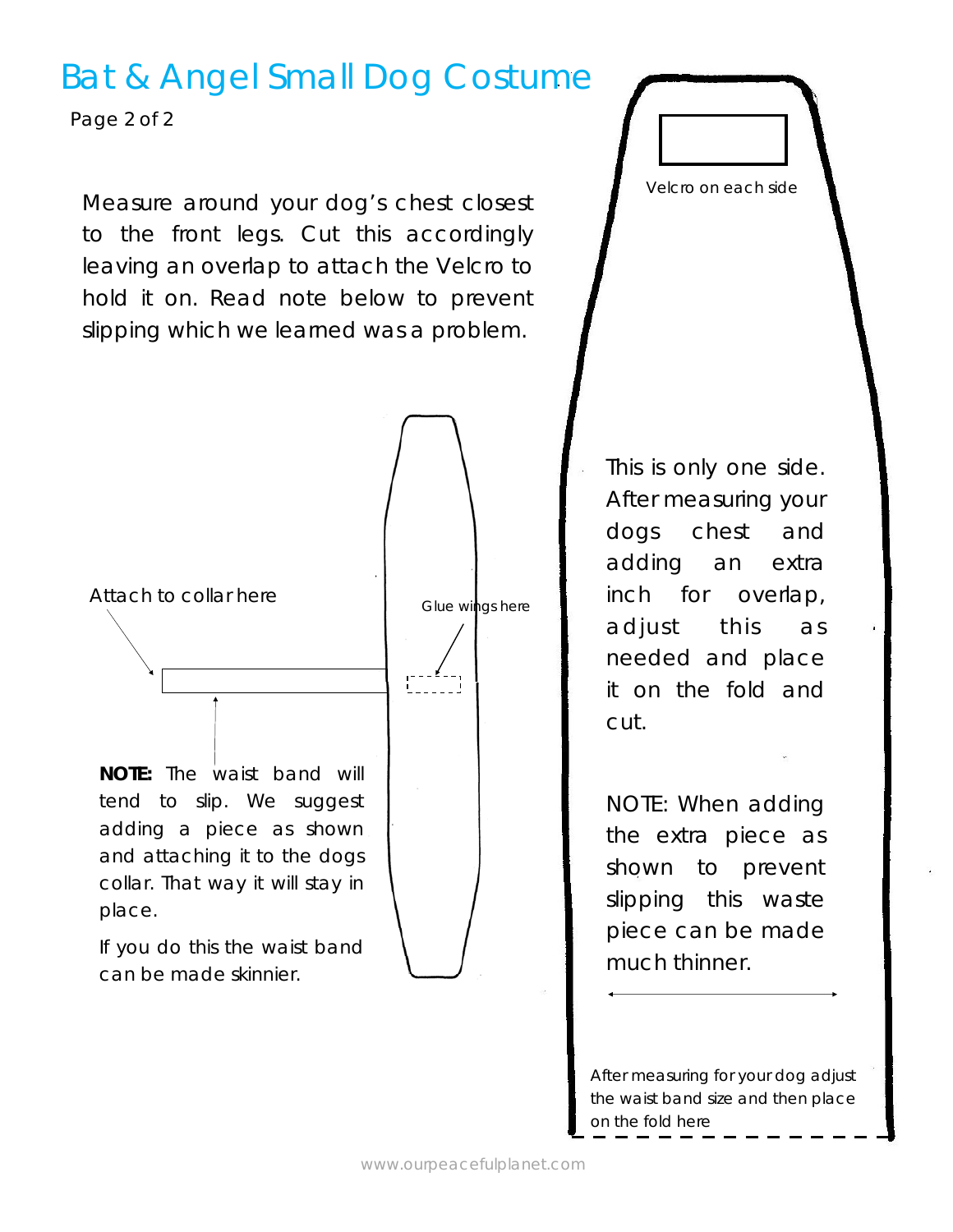# Bat & Angel Small Dog Costume

Page 2 of 2

Measure around your dog's chest closest to the front legs. Cut this accordingly leaving an overlap to attach the Velcro to hold it on. Read note below to prevent slipping which we learned was a problem.

Velcro on each side

Attach to collar here

Glue wings here

**NOTE:** The waist band will tend to slip. We suggest adding a piece as shown and attaching it to the dogs collar. That way it will stay in place.

If you do this the waist band can be made skinnier.

This is only one side. After measuring your dogs chest and adding an extra inch for overlap, adjust this as needed and place it on the fold and cut.

NOTE: When adding the extra piece as shown to prevent slipping this waste piece can be made much thinner.

After measuring for your dog adjust the waist band size and then place on the fold here

www.ourpeacefulplanet.com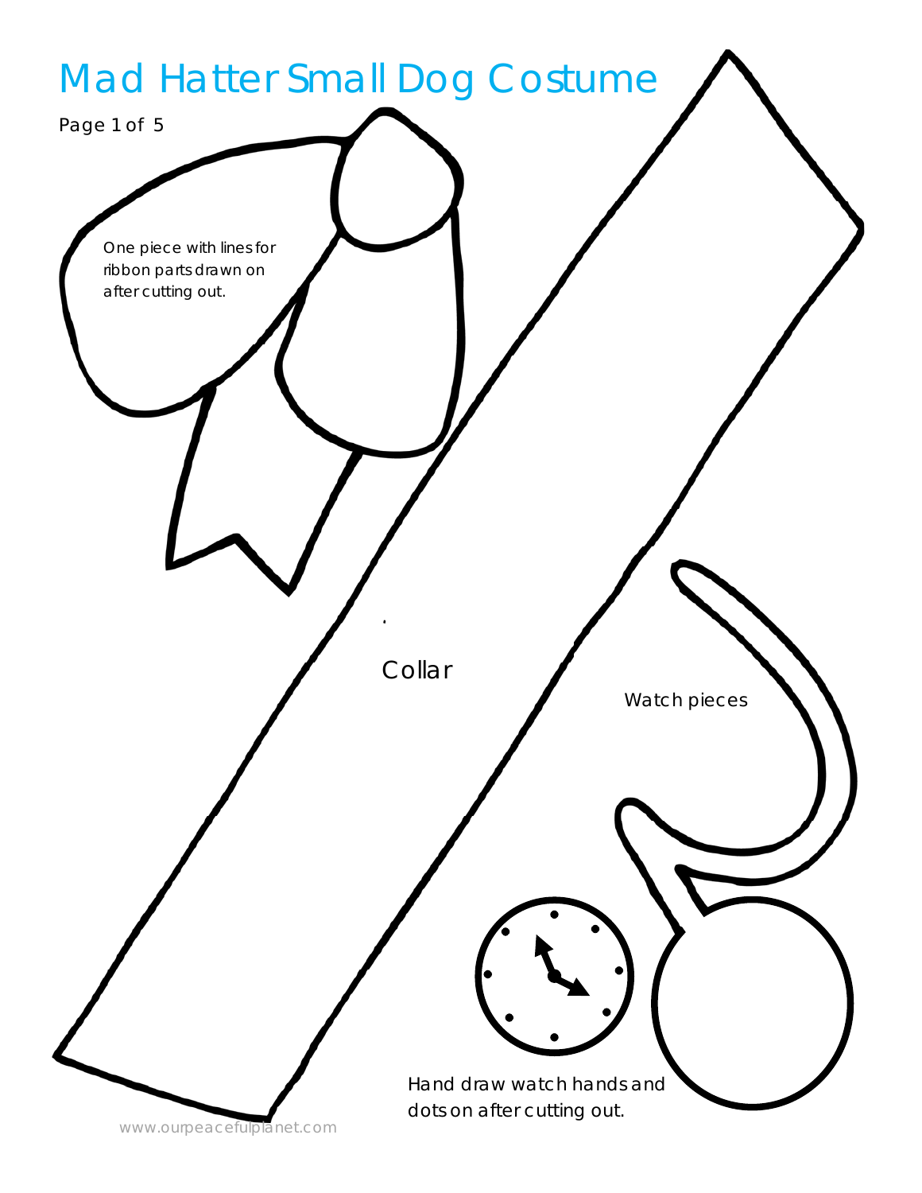# Mad Hatter Small Dog Costume

Page 1 of 5

One piece with lines for ribbon parts drawn on after cutting out.

Collar

Watch pieces

Hand draw watch hands and dots on after cutting out.

www.ourpeacefulplanet.com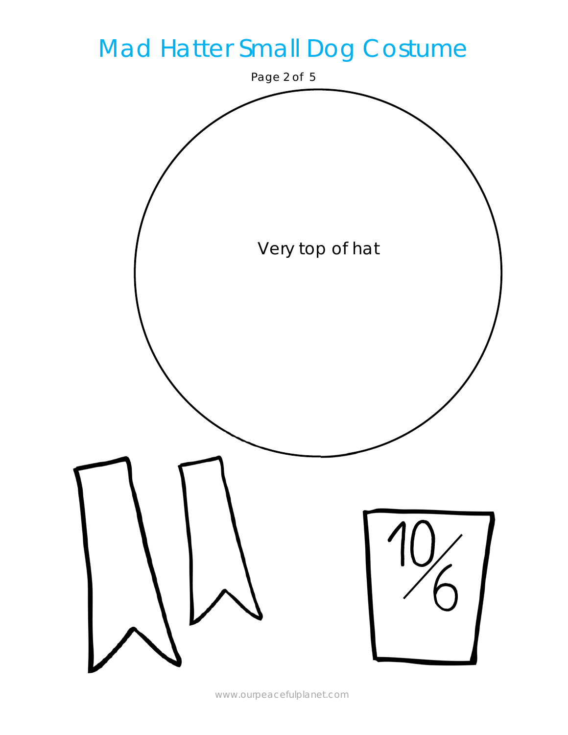# Mad Hatter Small Dog Costume

Very top of hat

10/6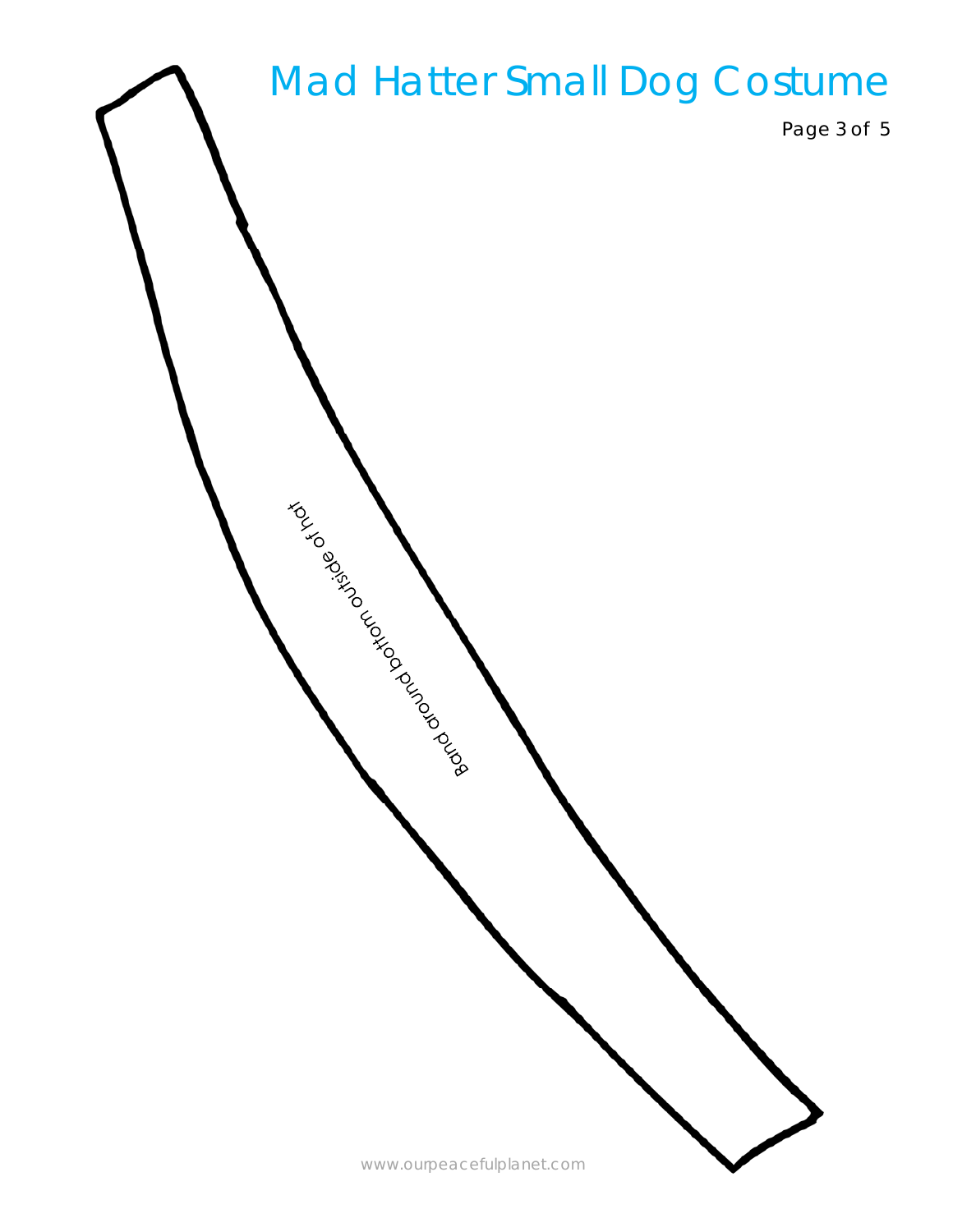# Mad Hatter Small Dog Costume

Band around bottom outside of hat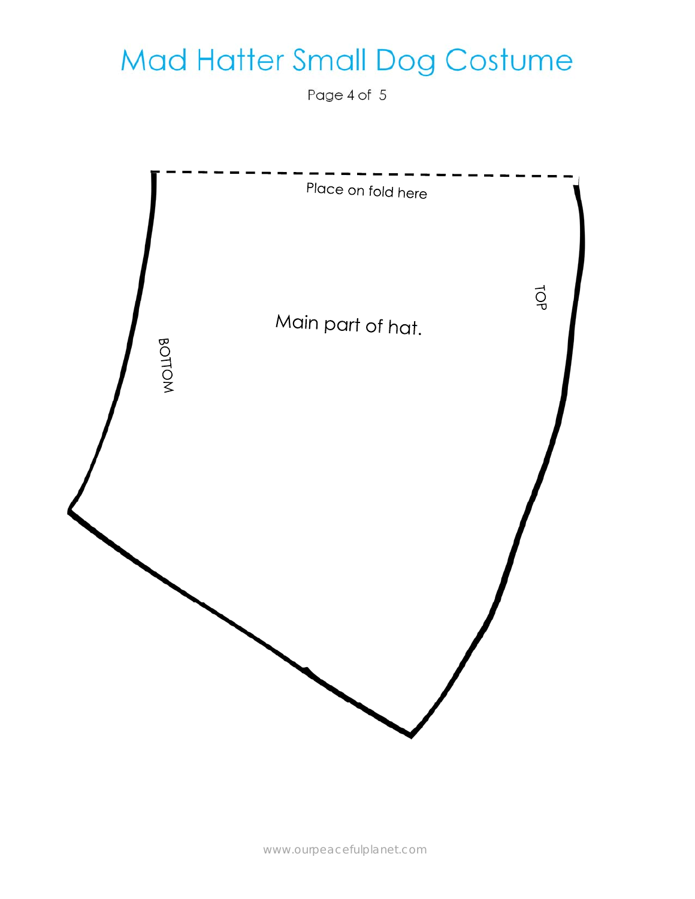# Mad Hatter Small Dog Costume

Place on fold here

TOP

Main part of hat.

BOTTOM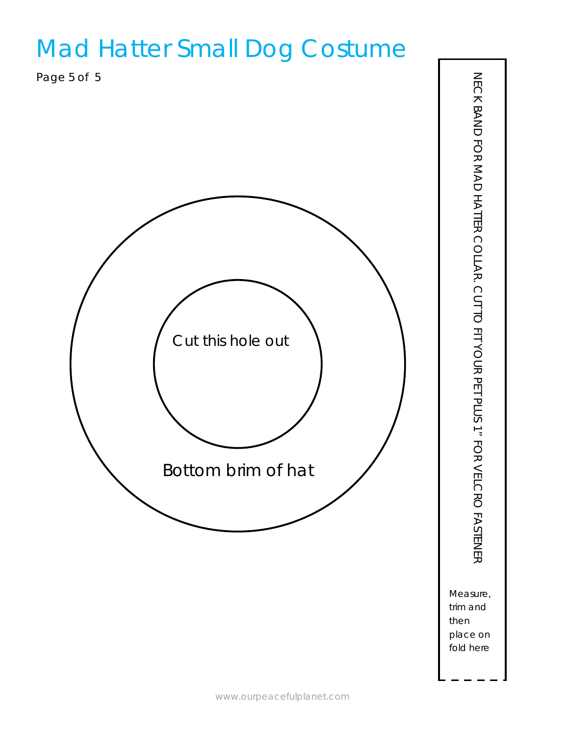# Mad Hatter Small Dog Costume

Page 5 of 5

Cut this hole out

Bottom brim of hat

NECK BAND FOR MAD HATTER COLLAR. CUT TO FIT YOUR PET PLUS 1" FOR VELCRO FASTENER

Measure, trim and then place on fold here

www.ourpeacefulplanet.com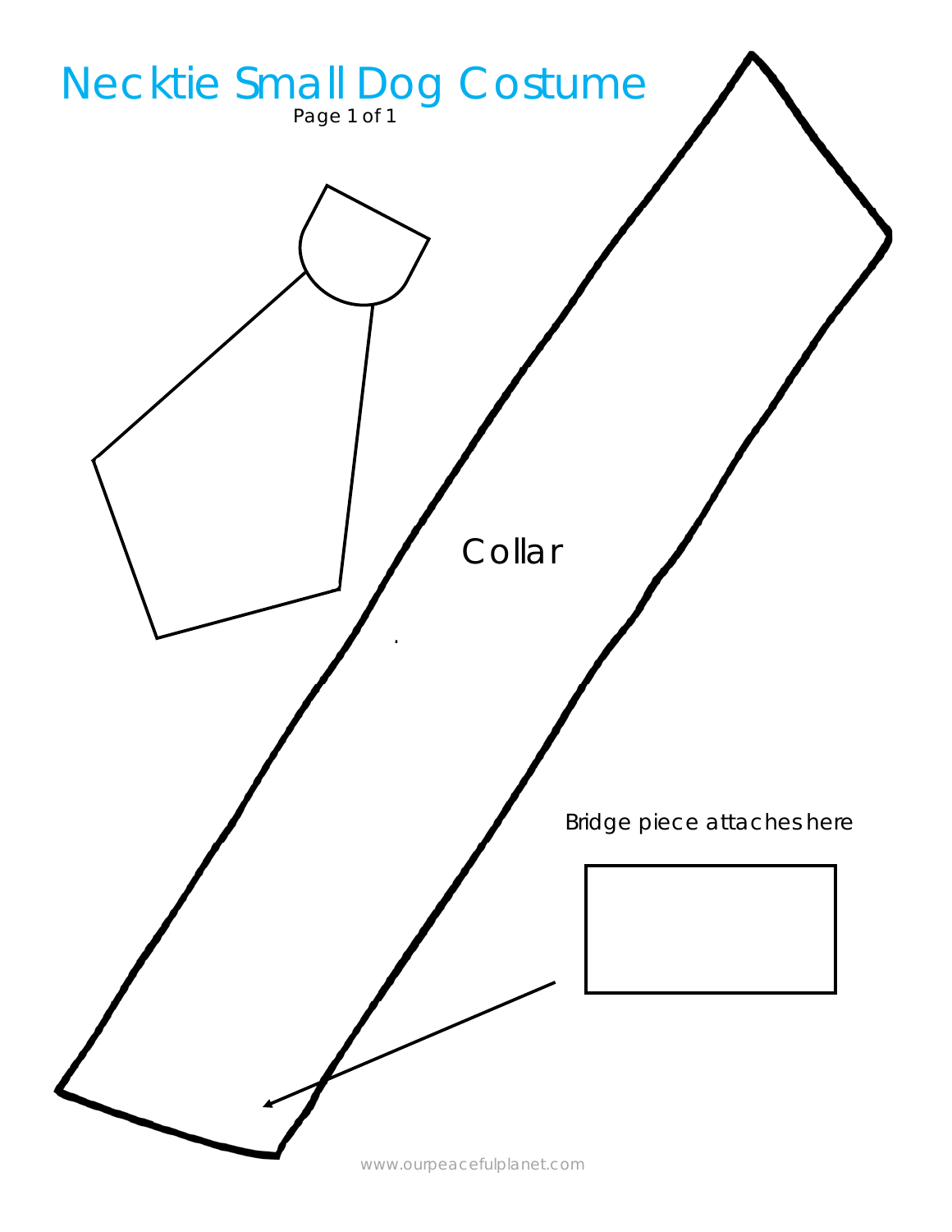# Necktie Small Dog Costume

Collar

Bridge piece attaches here

www.ourpeacefulplanet.com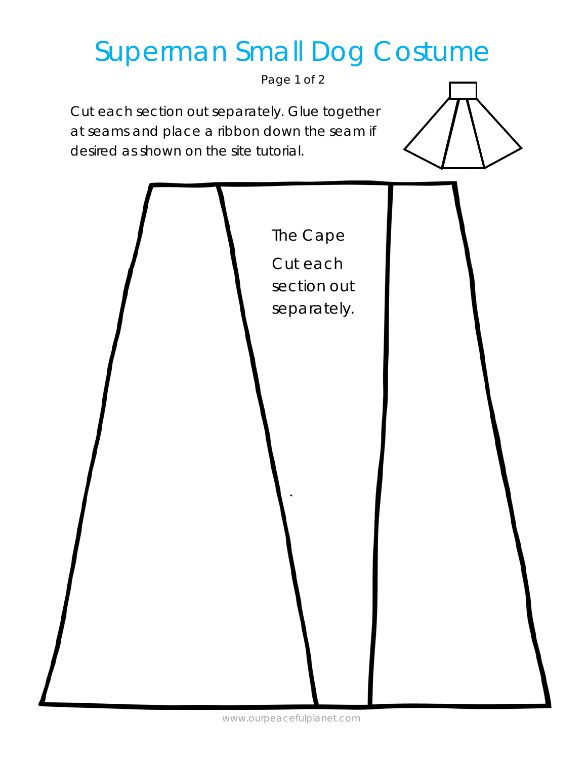# Superman Small Dog Costume

Page 1 of 2

Cut each section out separately. Glue together at seams and place a ribbon down the seam if desired as shown on the site tutorial.

The Cape

Cut each section out separately.

www.ourpeacefulplanet.com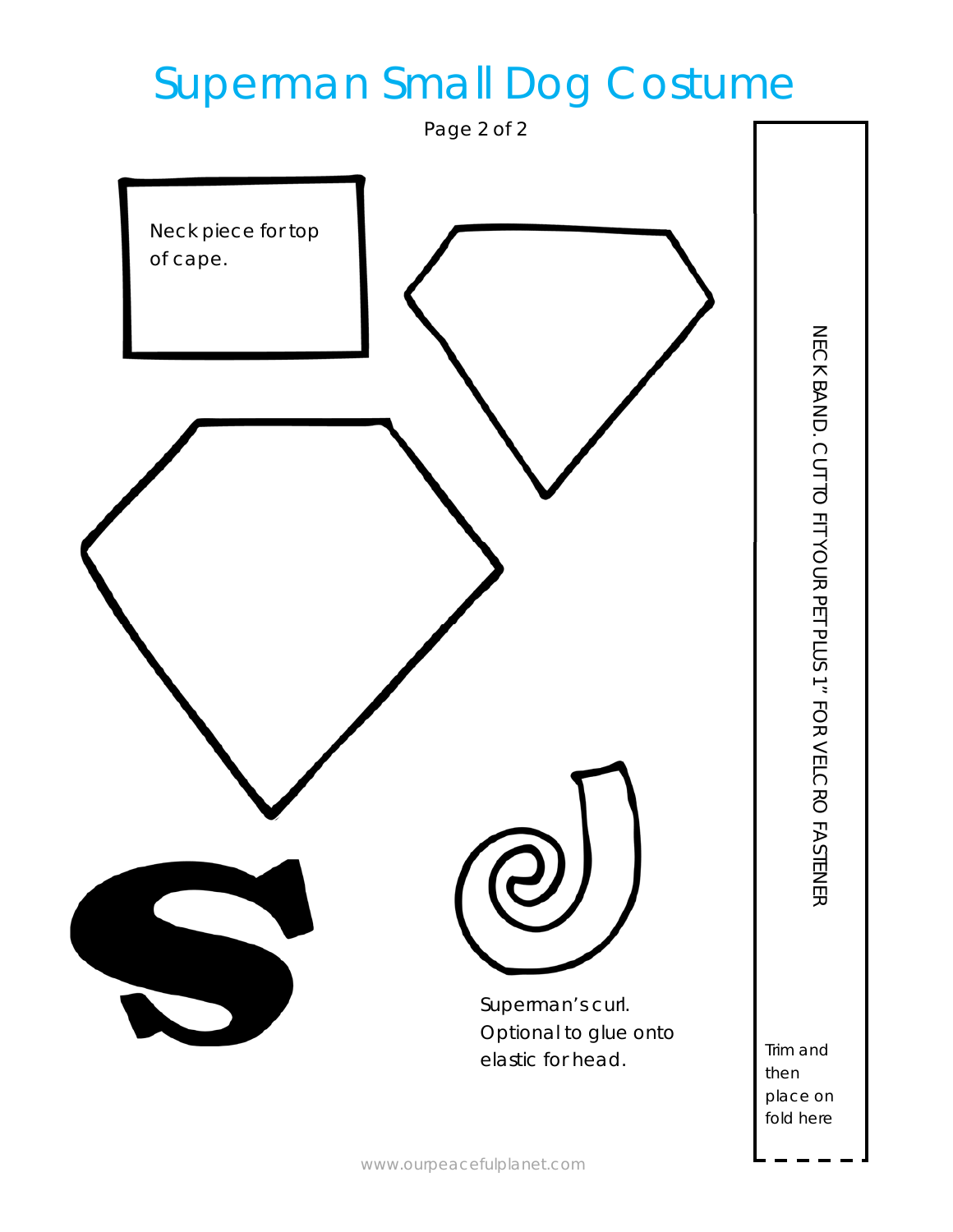# Superman Small Dog Costume

Neck piece for top of cape.

NECK BAND. CUT TO FIT YOUR PET PLUS 1" FOR VELCRO FASTENER

Superman's curl. Optional to glue onto elastic for head.

Trim and then place on fold here

www.ourpeacefulplanet.com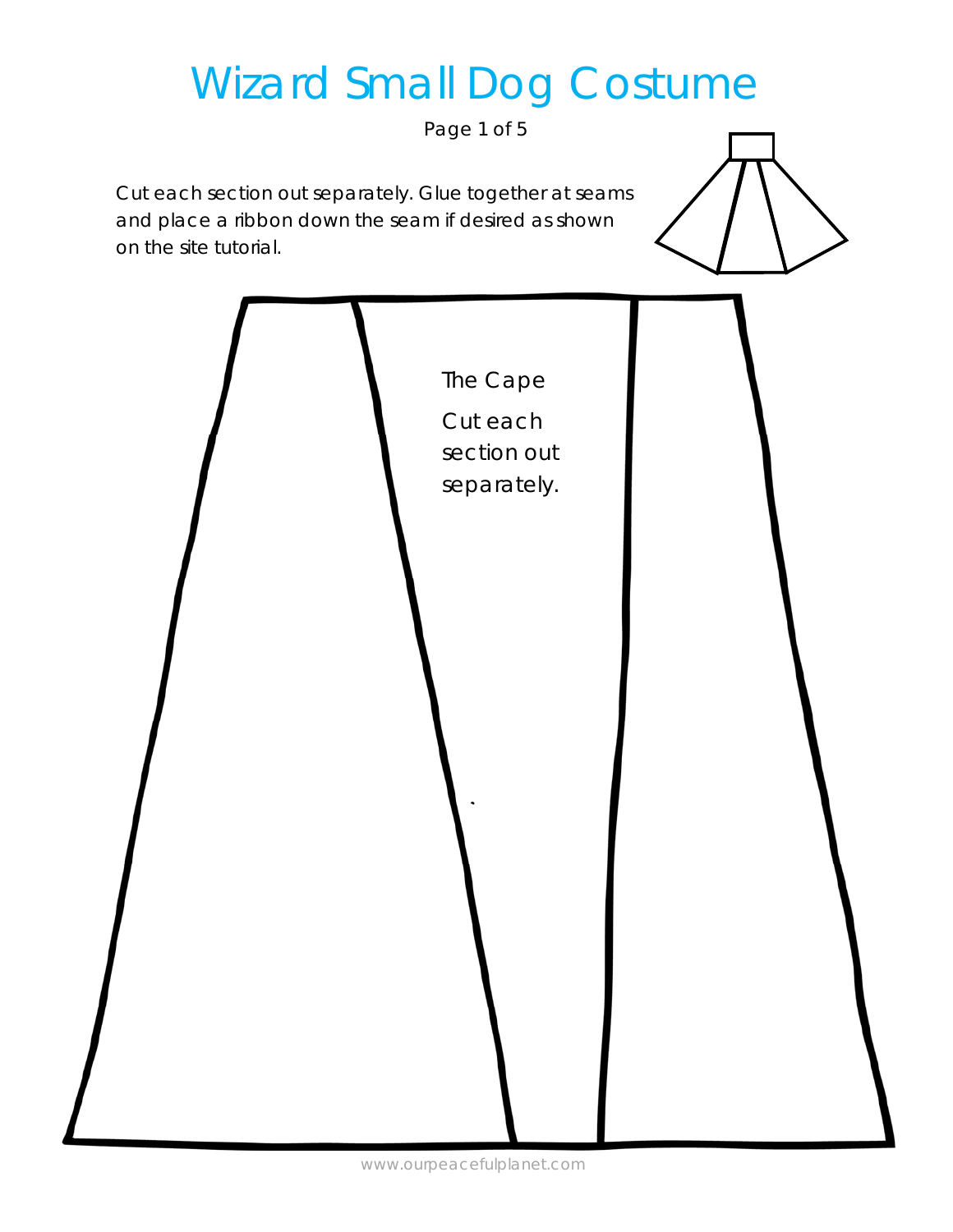# Wizard Small Dog Costume

Page 1 of 5

Cut each section out separately. Glue together at seams and place a ribbon down the seam if desired as shown on the site tutorial.

The Cape

Cut each section out separately.

www.ourpeacefulplanet.com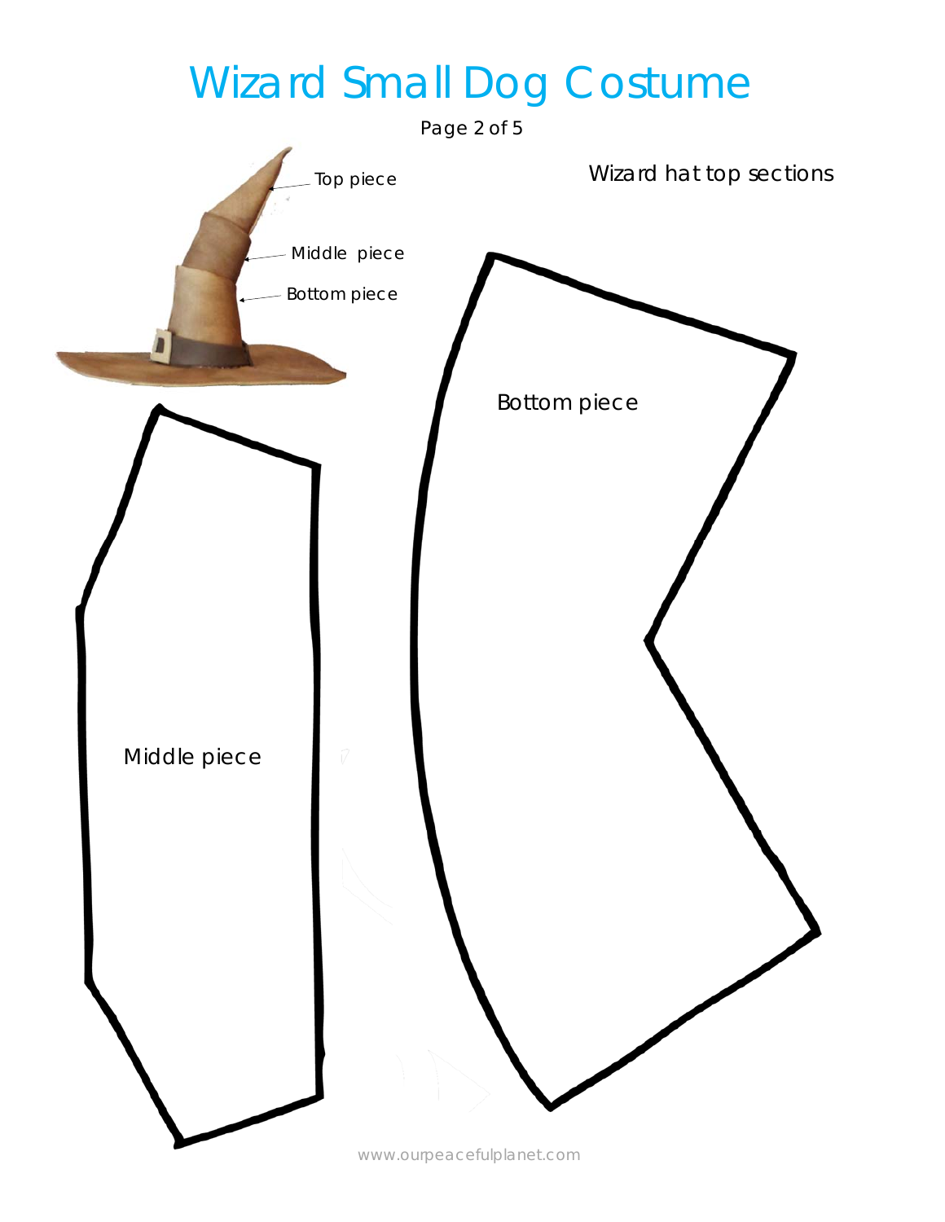# Wizard Small Dog Costume

Wizard hat top sections

Top piece

Middle piece

Bottom piece

Bottom piece

Middle piece

www.ourpeacefulplanet.com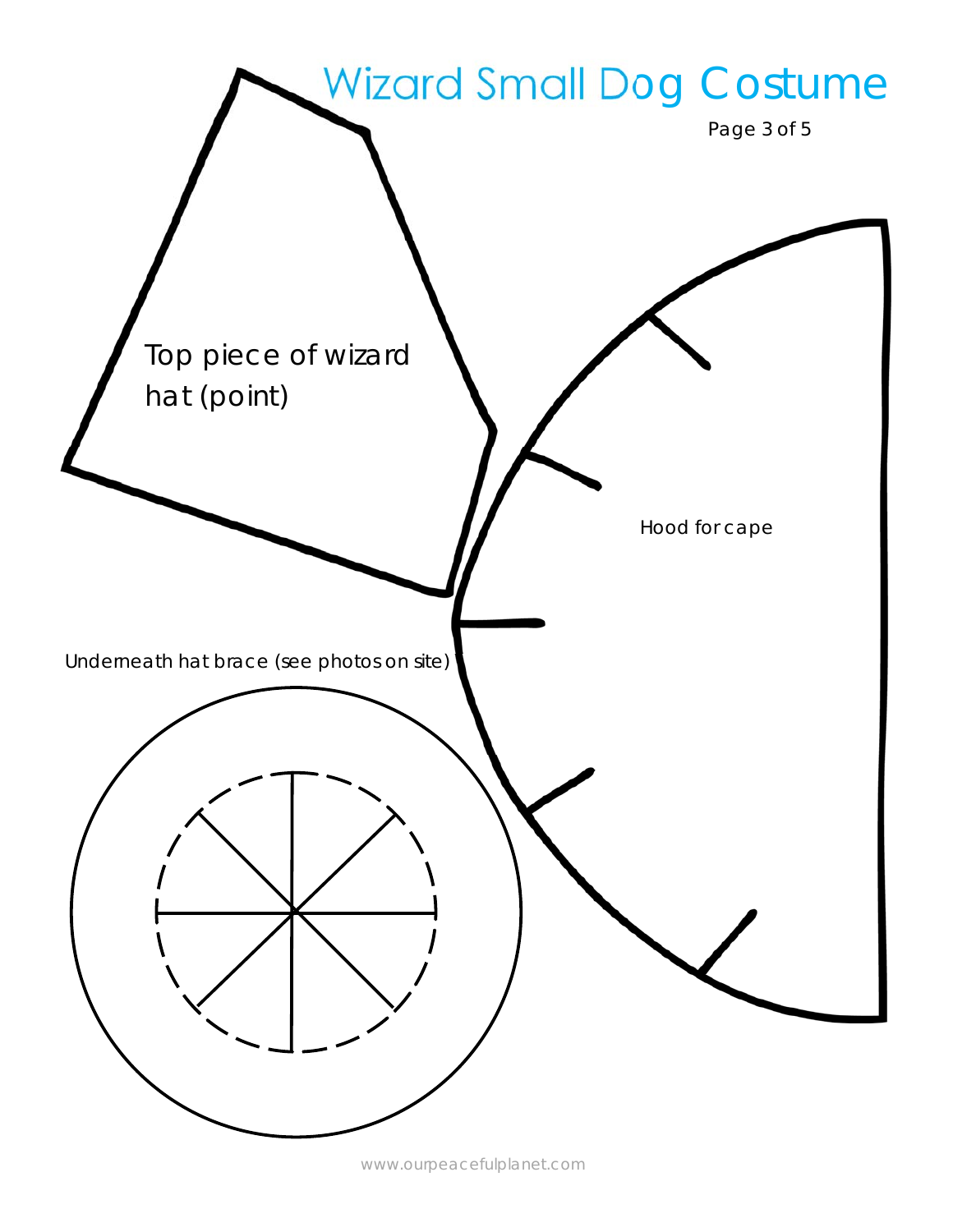# Wizard Small Dog Costume

Top piece of wizard hat (point)

Hood for cape

Underneath hat brace (see photos on site)

www.ourpeacefulplanet.com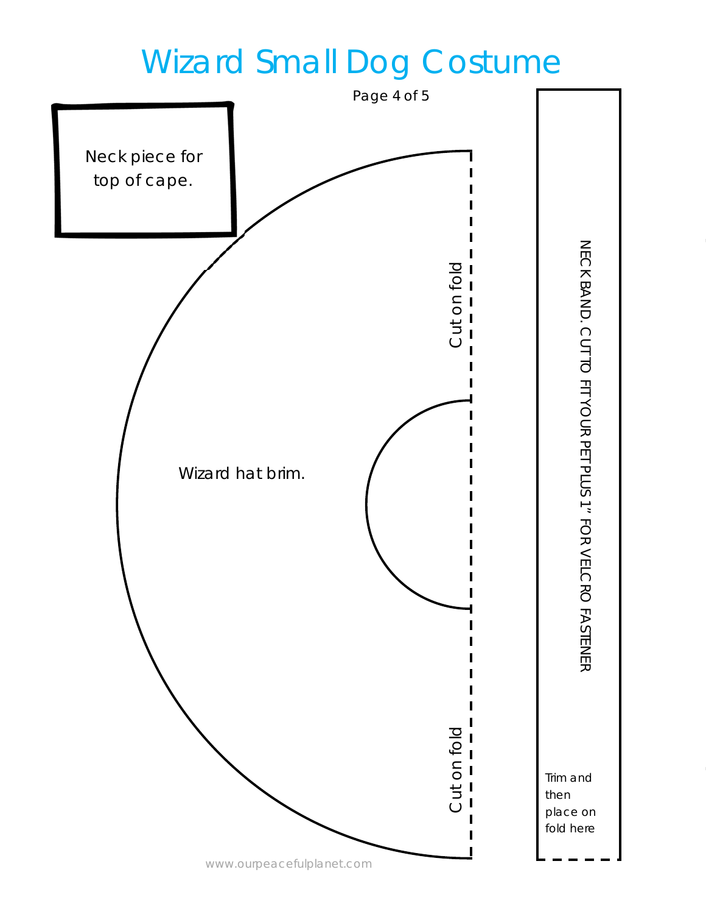# Wizard Small Dog Costume

Neck piece for top of cape.

Wizard hat brim.

Cut on fold

Cut on fold

NECK BAND. CUT TO FIT YOUR PET PLUS 1" FOR VELCRO FASTENER

Trim and then place on fold here

www.ourpeacefulplanet.com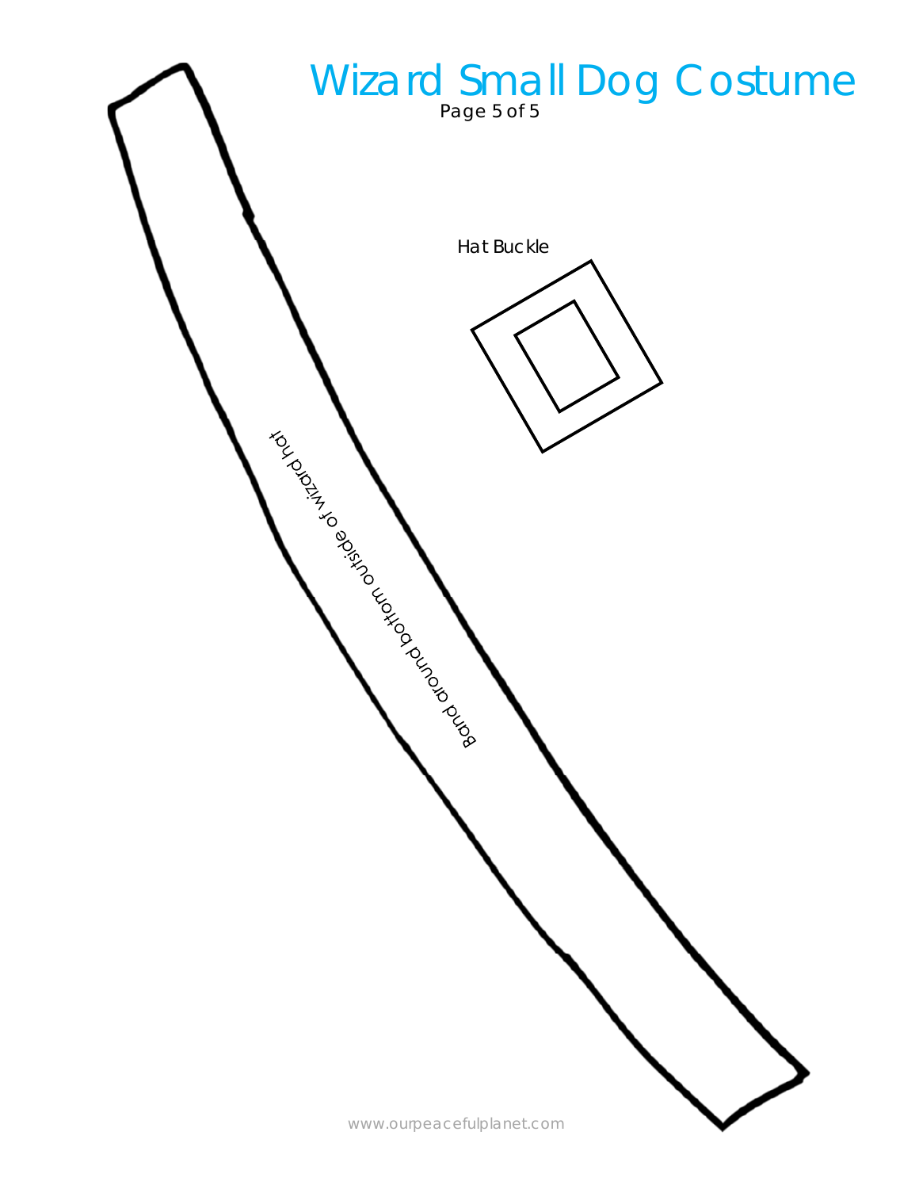# Wizard Small Dog Costume

Page 5 of 5

Hat Buckle

Band around bottom outside of wizard hat

www.ourpeacefulplanet.com